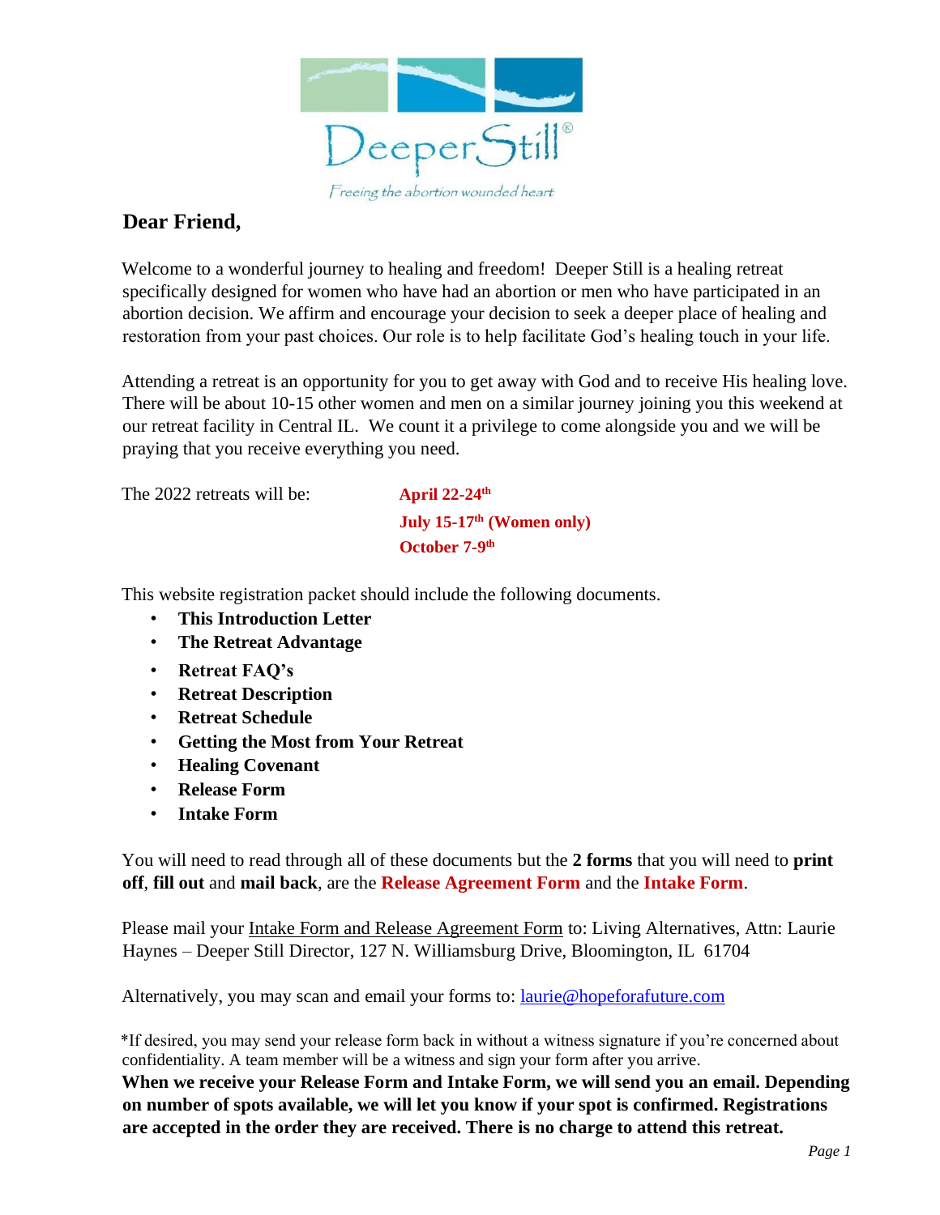DeeperStill®

*Freeing the abortion wounded heart*

## Dear Friend,

Welcome to a wonderful journey to healing and freedom! Deeper Still is a healing retreat specifically designed for women who have had an abortion or men who have participated in an abortion decision. We affirm and encourage your decision to seek a deeper place of healing and restoration from your past choices. Our role is to help facilitate God's healing touch in your life.

Attending a retreat is an opportunity for you to get away with God and to receive His healing love. There will be about 10-15 other women and men on a similar journey joining you this weekend at our retreat facility in Central IL. We count it a privilege to come alongside you and we will be praying that you receive everything you need.

The 2022 retreats will be:
**April 22-24th**
**July 15-17th (Women only)**
**October 7-9th**

This website registration packet should include the following documents.

- **This Introduction Letter**
- **The Retreat Advantage**
- **Retreat FAQ's**
- **Retreat Description**
- **Retreat Schedule**
- **Getting the Most from Your Retreat**
- **Healing Covenant**
- **Release Form**
- **Intake Form**

You will need to read through all of these documents but the **2 forms** that you will need to **print off**, **fill out** and **mail back**, are the **Release Agreement Form** and the **Intake Form**.

Please mail your Intake Form and Release Agreement Form to: Living Alternatives, Attn: Laurie Haynes – Deeper Still Director, 127 N. Williamsburg Drive, Bloomington, IL 61704

Alternatively, you may scan and email your forms to: laurie@hopeforafuture.com

*If desired, you may send your release form back in without a witness signature if you're concerned about confidentiality. A team member will be a witness and sign your form after you arrive.

**When we receive your Release Form and Intake Form, we will send you an email. Depending on number of spots available, we will let you know if your spot is confirmed. Registrations are accepted in the order they are received. There is no charge to attend this retreat.**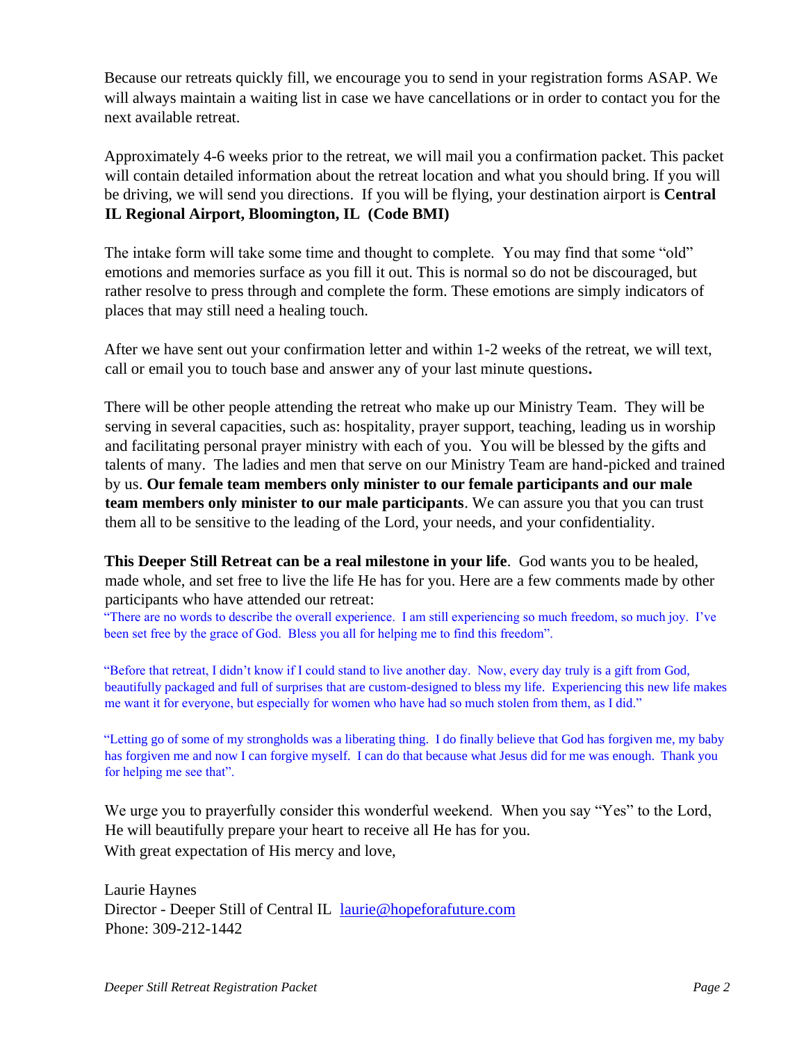Because our retreats quickly fill, we encourage you to send in your registration forms ASAP. We will always maintain a waiting list in case we have cancellations or in order to contact you for the next available retreat.

Approximately 4-6 weeks prior to the retreat, we will mail you a confirmation packet. This packet will contain detailed information about the retreat location and what you should bring. If you will be driving, we will send you directions. If you will be flying, your destination airport is **Central IL Regional Airport, Bloomington, IL (Code BMI)**

The intake form will take some time and thought to complete. You may find that some "old" emotions and memories surface as you fill it out. This is normal so do not be discouraged, but rather resolve to press through and complete the form. These emotions are simply indicators of places that may still need a healing touch.

After we have sent out your confirmation letter and within 1-2 weeks of the retreat, we will text, call or email you to touch base and answer any of your last minute questions**.**

There will be other people attending the retreat who make up our Ministry Team. They will be serving in several capacities, such as: hospitality, prayer support, teaching, leading us in worship and facilitating personal prayer ministry with each of you. You will be blessed by the gifts and talents of many. The ladies and men that serve on our Ministry Team are hand-picked and trained by us. **Our female team members only minister to our female participants and our male team members only minister to our male participants**. We can assure you that you can trust them all to be sensitive to the leading of the Lord, your needs, and your confidentiality.

**This Deeper Still Retreat can be a real milestone in your life**. God wants you to be healed, made whole, and set free to live the life He has for you. Here are a few comments made by other participants who have attended our retreat:

"There are no words to describe the overall experience. I am still experiencing so much freedom, so much joy. I've been set free by the grace of God. Bless you all for helping me to find this freedom".

"Before that retreat, I didn't know if I could stand to live another day. Now, every day truly is a gift from God, beautifully packaged and full of surprises that are custom-designed to bless my life. Experiencing this new life makes me want it for everyone, but especially for women who have had so much stolen from them, as I did."

"Letting go of some of my strongholds was a liberating thing. I do finally believe that God has forgiven me, my baby has forgiven me and now I can forgive myself. I can do that because what Jesus did for me was enough. Thank you for helping me see that".

We urge you to prayerfully consider this wonderful weekend. When you say "Yes" to the Lord, He will beautifully prepare your heart to receive all He has for you.
With great expectation of His mercy and love,

Laurie Haynes
Director - Deeper Still of Central IL [laurie@hopeforafuture.com](mailto:laurie@hopeforafuture.com)
Phone: 309-212-1442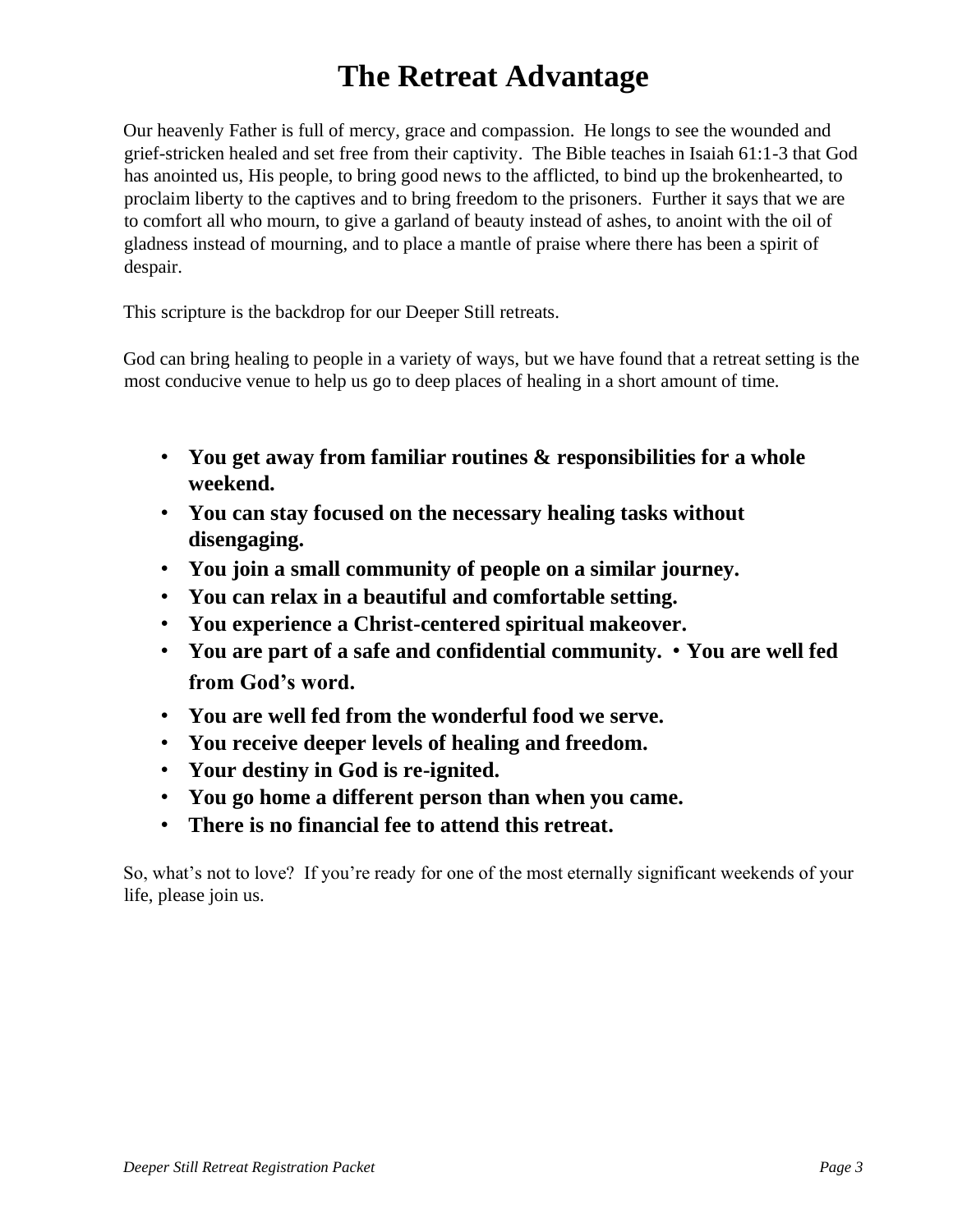# The Retreat Advantage

Our heavenly Father is full of mercy, grace and compassion. He longs to see the wounded and grief-stricken healed and set free from their captivity. The Bible teaches in Isaiah 61:1-3 that God has anointed us, His people, to bring good news to the afflicted, to bind up the brokenhearted, to proclaim liberty to the captives and to bring freedom to the prisoners. Further it says that we are to comfort all who mourn, to give a garland of beauty instead of ashes, to anoint with the oil of gladness instead of mourning, and to place a mantle of praise where there has been a spirit of despair.

This scripture is the backdrop for our Deeper Still retreats.

God can bring healing to people in a variety of ways, but we have found that a retreat setting is the most conducive venue to help us go to deep places of healing in a short amount of time.

- **You get away from familiar routines & responsibilities for a whole weekend.**
- **You can stay focused on the necessary healing tasks without disengaging.**
- **You join a small community of people on a similar journey.**
- **You can relax in a beautiful and comfortable setting.**
- **You experience a Christ-centered spiritual makeover.**
- **You are part of a safe and confidential community.**
- **You are well fed from God's word.**
- **You are well fed from the wonderful food we serve.**
- **You receive deeper levels of healing and freedom.**
- **Your destiny in God is re-ignited.**
- **You go home a different person than when you came.**
- **There is no financial fee to attend this retreat.**

So, what's not to love? If you're ready for one of the most eternally significant weekends of your life, please join us.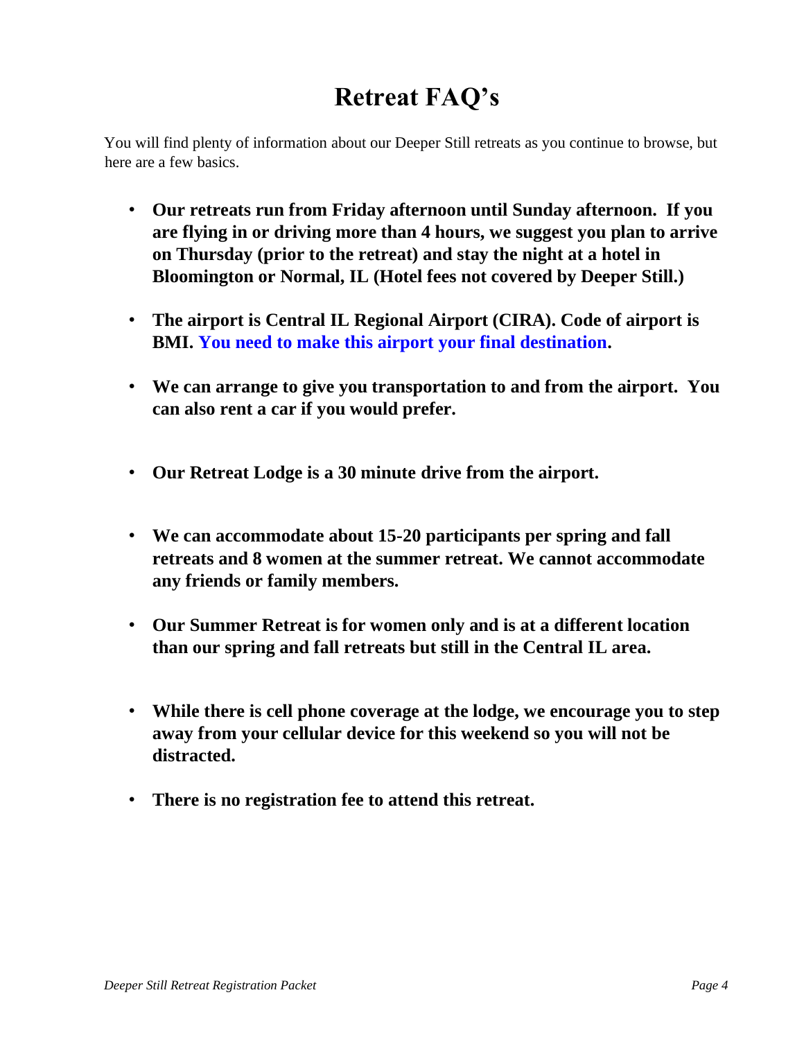# Retreat FAQ's

You will find plenty of information about our Deeper Still retreats as you continue to browse, but here are a few basics.

- **Our retreats run from Friday afternoon until Sunday afternoon. If you are flying in or driving more than 4 hours, we suggest you plan to arrive on Thursday (prior to the retreat) and stay the night at a hotel in Bloomington or Normal, IL (Hotel fees not covered by Deeper Still.)**

- **The airport is Central IL Regional Airport (CIRA). Code of airport is BMI. You need to make this airport your final destination.**

- **We can arrange to give you transportation to and from the airport. You can also rent a car if you would prefer.**

- **Our Retreat Lodge is a 30 minute drive from the airport.**

- **We can accommodate about 15-20 participants per spring and fall retreats and 8 women at the summer retreat. We cannot accommodate any friends or family members.**

- **Our Summer Retreat is for women only and is at a different location than our spring and fall retreats but still in the Central IL area.**

- **While there is cell phone coverage at the lodge, we encourage you to step away from your cellular device for this weekend so you will not be distracted.**

- **There is no registration fee to attend this retreat.**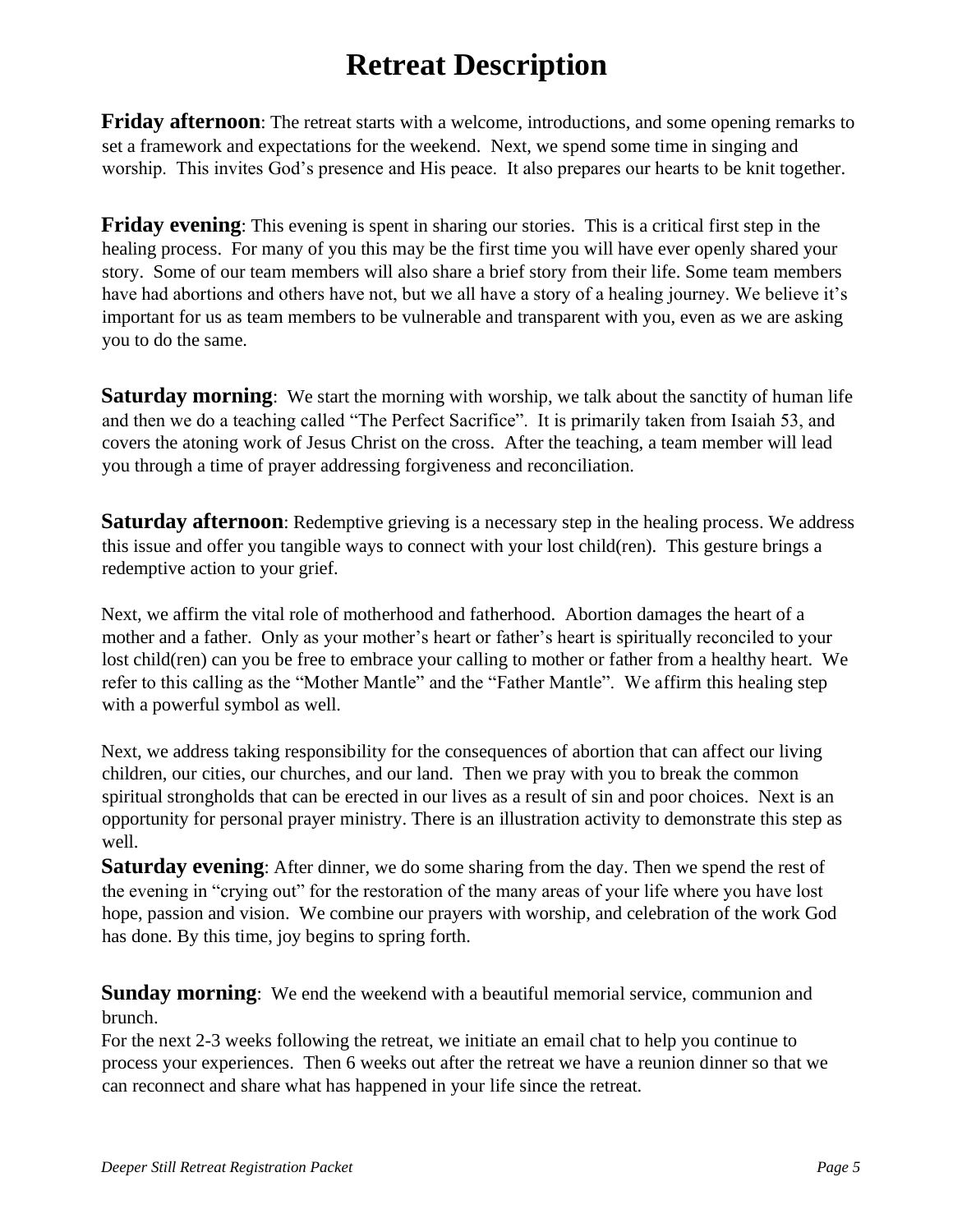# Retreat Description

**Friday afternoon**: The retreat starts with a welcome, introductions, and some opening remarks to set a framework and expectations for the weekend. Next, we spend some time in singing and worship. This invites God's presence and His peace. It also prepares our hearts to be knit together.

**Friday evening**: This evening is spent in sharing our stories. This is a critical first step in the healing process. For many of you this may be the first time you will have ever openly shared your story. Some of our team members will also share a brief story from their life. Some team members have had abortions and others have not, but we all have a story of a healing journey. We believe it's important for us as team members to be vulnerable and transparent with you, even as we are asking you to do the same.

**Saturday morning**: We start the morning with worship, we talk about the sanctity of human life and then we do a teaching called "The Perfect Sacrifice". It is primarily taken from Isaiah 53, and covers the atoning work of Jesus Christ on the cross. After the teaching, a team member will lead you through a time of prayer addressing forgiveness and reconciliation.

**Saturday afternoon**: Redemptive grieving is a necessary step in the healing process. We address this issue and offer you tangible ways to connect with your lost child(ren). This gesture brings a redemptive action to your grief.

Next, we affirm the vital role of motherhood and fatherhood. Abortion damages the heart of a mother and a father. Only as your mother's heart or father's heart is spiritually reconciled to your lost child(ren) can you be free to embrace your calling to mother or father from a healthy heart. We refer to this calling as the "Mother Mantle" and the "Father Mantle". We affirm this healing step with a powerful symbol as well.

Next, we address taking responsibility for the consequences of abortion that can affect our living children, our cities, our churches, and our land. Then we pray with you to break the common spiritual strongholds that can be erected in our lives as a result of sin and poor choices. Next is an opportunity for personal prayer ministry. There is an illustration activity to demonstrate this step as well.

**Saturday evening**: After dinner, we do some sharing from the day. Then we spend the rest of the evening in "crying out" for the restoration of the many areas of your life where you have lost hope, passion and vision. We combine our prayers with worship, and celebration of the work God has done. By this time, joy begins to spring forth.

**Sunday morning**: We end the weekend with a beautiful memorial service, communion and brunch.

For the next 2-3 weeks following the retreat, we initiate an email chat to help you continue to process your experiences. Then 6 weeks out after the retreat we have a reunion dinner so that we can reconnect and share what has happened in your life since the retreat.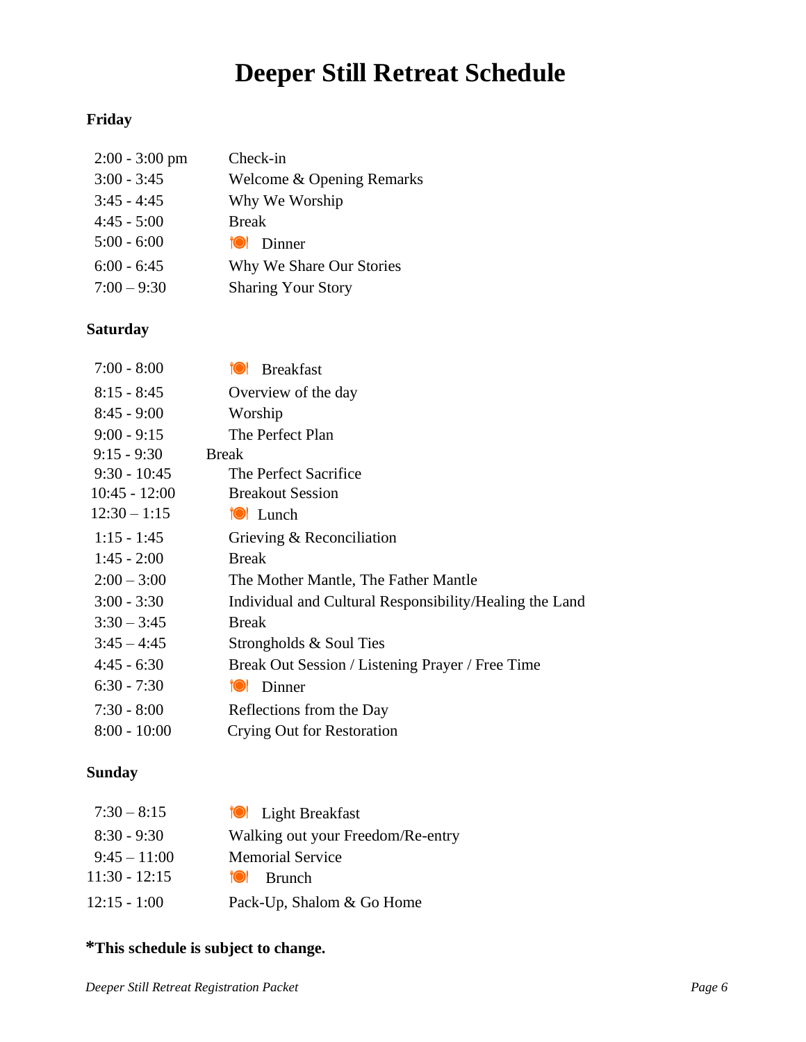# Deeper Still Retreat Schedule

**Friday**

| | |
|---|---|
| 2:00 - 3:00 pm | Check-in |
| 3:00 - 3:45 | Welcome & Opening Remarks |
| 3:45 - 4:45 | Why We Worship |
| 4:45 - 5:00 | Break |
| 5:00 - 6:00 | Dinner |
| 6:00 - 6:45 | Why We Share Our Stories |
| 7:00 – 9:30 | Sharing Your Story |

**Saturday**

| | |
|---|---|
| 7:00 - 8:00 | Breakfast |
| 8:15 - 8:45 | Overview of the day |
| 8:45 - 9:00 | Worship |
| 9:00 - 9:15 | The Perfect Plan |
| 9:15 - 9:30 | Break |
| 9:30 - 10:45 | The Perfect Sacrifice |
| 10:45 - 12:00 | Breakout Session |
| 12:30 – 1:15 | Lunch |
| 1:15 - 1:45 | Grieving & Reconciliation |
| 1:45 - 2:00 | Break |
| 2:00 – 3:00 | The Mother Mantle, The Father Mantle |
| 3:00 - 3:30 | Individual and Cultural Responsibility/Healing the Land |
| 3:30 – 3:45 | Break |
| 3:45 – 4:45 | Strongholds & Soul Ties |
| 4:45 - 6:30 | Break Out Session / Listening Prayer / Free Time |
| 6:30 - 7:30 | Dinner |
| 7:30 - 8:00 | Reflections from the Day |
| 8:00 - 10:00 | Crying Out for Restoration |

**Sunday**

| | |
|---|---|
| 7:30 – 8:15 | Light Breakfast |
| 8:30 - 9:30 | Walking out your Freedom/Re-entry |
| 9:45 – 11:00 | Memorial Service |
| 11:30 - 12:15 | Brunch |
| 12:15 - 1:00 | Pack-Up, Shalom & Go Home |

***This schedule is subject to change.**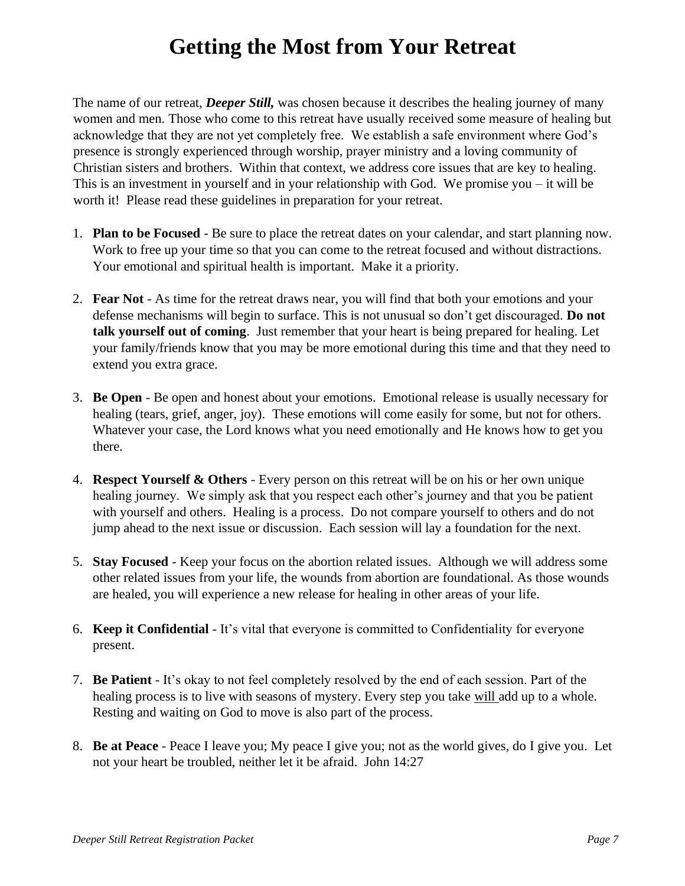# Getting the Most from Your Retreat

The name of our retreat, ***Deeper Still,*** was chosen because it describes the healing journey of many women and men. Those who come to this retreat have usually received some measure of healing but acknowledge that they are not yet completely free. We establish a safe environment where God's presence is strongly experienced through worship, prayer ministry and a loving community of Christian sisters and brothers. Within that context, we address core issues that are key to healing. This is an investment in yourself and in your relationship with God. We promise you – it will be worth it! Please read these guidelines in preparation for your retreat.

1. **Plan to be Focused** - Be sure to place the retreat dates on your calendar, and start planning now. Work to free up your time so that you can come to the retreat focused and without distractions. Your emotional and spiritual health is important. Make it a priority.

2. **Fear Not** - As time for the retreat draws near, you will find that both your emotions and your defense mechanisms will begin to surface. This is not unusual so don't get discouraged. **Do not talk yourself out of coming**. Just remember that your heart is being prepared for healing. Let your family/friends know that you may be more emotional during this time and that they need to extend you extra grace.

3. **Be Open** - Be open and honest about your emotions. Emotional release is usually necessary for healing (tears, grief, anger, joy). These emotions will come easily for some, but not for others. Whatever your case, the Lord knows what you need emotionally and He knows how to get you there.

4. **Respect Yourself & Others** - Every person on this retreat will be on his or her own unique healing journey. We simply ask that you respect each other's journey and that you be patient with yourself and others. Healing is a process. Do not compare yourself to others and do not jump ahead to the next issue or discussion. Each session will lay a foundation for the next.

5. **Stay Focused** - Keep your focus on the abortion related issues. Although we will address some other related issues from your life, the wounds from abortion are foundational. As those wounds are healed, you will experience a new release for healing in other areas of your life.

6. **Keep it Confidential** - It's vital that everyone is committed to Confidentiality for everyone present.

7. **Be Patient** - It's okay to not feel completely resolved by the end of each session. Part of the healing process is to live with seasons of mystery. Every step you take <u>will</u> add up to a whole. Resting and waiting on God to move is also part of the process.

8. **Be at Peace** - Peace I leave you; My peace I give you; not as the world gives, do I give you. Let not your heart be troubled, neither let it be afraid. John 14:27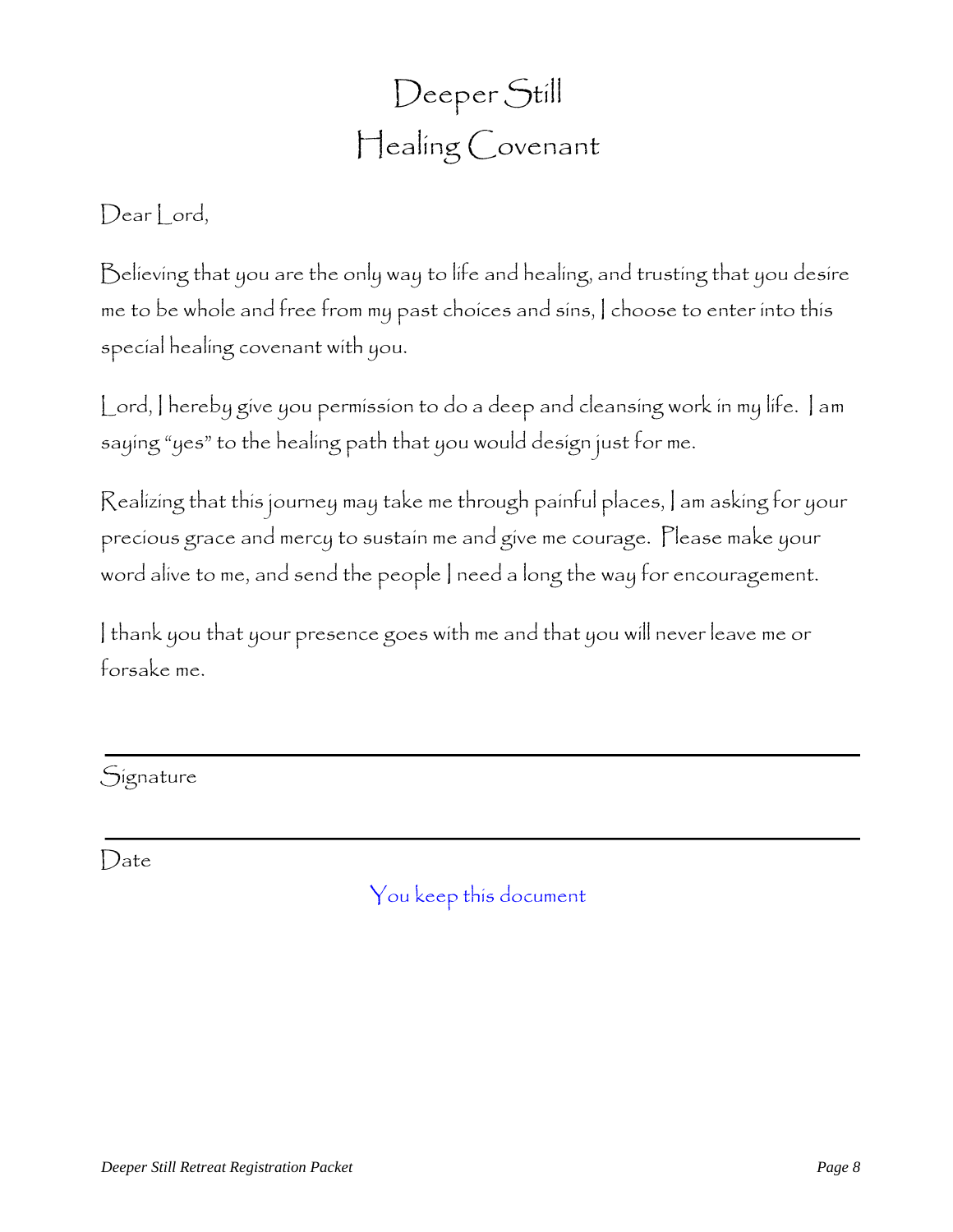# Deeper Still
# Healing Covenant

Dear Lord,

Believing that you are the only way to life and healing, and trusting that you desire me to be whole and free from my past choices and sins, I choose to enter into this special healing covenant with you.

Lord, I hereby give you permission to do a deep and cleansing work in my life. I am saying "yes" to the healing path that you would design just for me.

Realizing that this journey may take me through painful places, I am asking for your precious grace and mercy to sustain me and give me courage. Please make your word alive to me, and send the people I need a long the way for encouragement.

I thank you that your presence goes with me and that you will never leave me or forsake me.

\_\_\_\_\_\_\_\_\_\_\_\_\_\_\_\_\_\_\_\_\_\_\_\_\_\_\_\_\_\_\_\_\_\_\_\_\_\_\_\_

Signature

\_\_\_\_\_\_\_\_\_\_\_\_\_\_\_\_\_\_\_\_\_\_\_\_\_\_\_\_\_\_\_\_\_\_\_\_\_\_\_\_

Date

You keep this document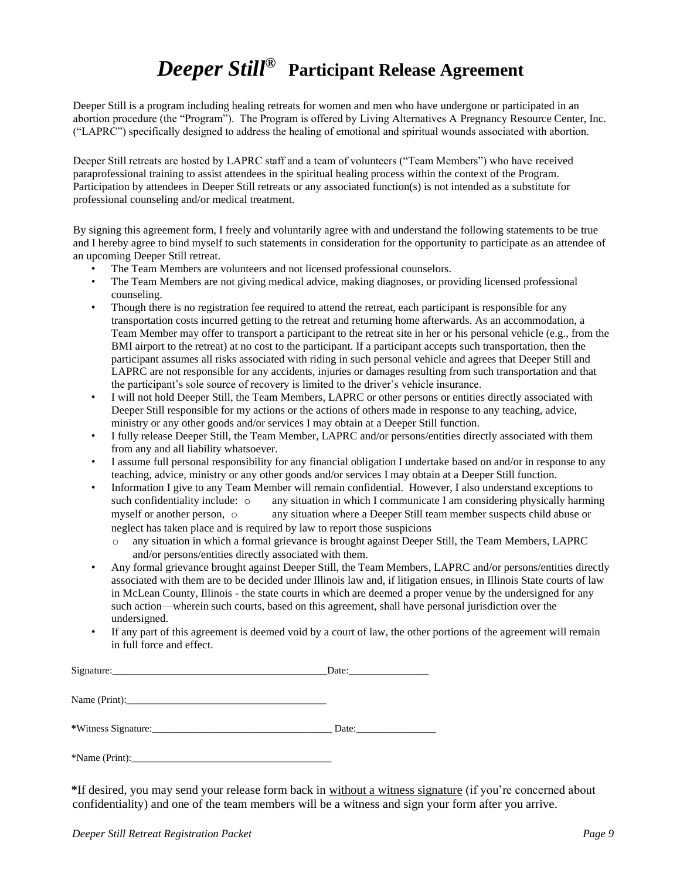# *Deeper Still®* Participant Release Agreement

Deeper Still is a program including healing retreats for women and men who have undergone or participated in an abortion procedure (the "Program"). The Program is offered by Living Alternatives A Pregnancy Resource Center, Inc. ("LAPRC") specifically designed to address the healing of emotional and spiritual wounds associated with abortion.

Deeper Still retreats are hosted by LAPRC staff and a team of volunteers ("Team Members") who have received paraprofessional training to assist attendees in the spiritual healing process within the context of the Program. Participation by attendees in Deeper Still retreats or any associated function(s) is not intended as a substitute for professional counseling and/or medical treatment.

By signing this agreement form, I freely and voluntarily agree with and understand the following statements to be true and I hereby agree to bind myself to such statements in consideration for the opportunity to participate as an attendee of an upcoming Deeper Still retreat.

- The Team Members are volunteers and not licensed professional counselors.
- The Team Members are not giving medical advice, making diagnoses, or providing licensed professional counseling.
- Though there is no registration fee required to attend the retreat, each participant is responsible for any transportation costs incurred getting to the retreat and returning home afterwards. As an accommodation, a Team Member may offer to transport a participant to the retreat site in her or his personal vehicle (e.g., from the BMI airport to the retreat) at no cost to the participant. If a participant accepts such transportation, then the participant assumes all risks associated with riding in such personal vehicle and agrees that Deeper Still and LAPRC are not responsible for any accidents, injuries or damages resulting from such transportation and that the participant's sole source of recovery is limited to the driver's vehicle insurance.
- I will not hold Deeper Still, the Team Members, LAPRC or other persons or entities directly associated with Deeper Still responsible for my actions or the actions of others made in response to any teaching, advice, ministry or any other goods and/or services I may obtain at a Deeper Still function.
- I fully release Deeper Still, the Team Member, LAPRC and/or persons/entities directly associated with them from any and all liability whatsoever.
- I assume full personal responsibility for any financial obligation I undertake based on and/or in response to any teaching, advice, ministry or any other goods and/or services I may obtain at a Deeper Still function.
- Information I give to any Team Member will remain confidential. However, I also understand exceptions to such confidentiality include:
  - any situation in which I communicate I am considering physically harming myself or another person,
  - any situation where a Deeper Still team member suspects child abuse or neglect has taken place and is required by law to report those suspicions
  - any situation in which a formal grievance is brought against Deeper Still, the Team Members, LAPRC and/or persons/entities directly associated with them.
- Any formal grievance brought against Deeper Still, the Team Members, LAPRC and/or persons/entities directly associated with them are to be decided under Illinois law and, if litigation ensues, in Illinois State courts of law in McLean County, Illinois - the state courts in which are deemed a proper venue by the undersigned for any such action—wherein such courts, based on this agreement, shall have personal jurisdiction over the undersigned.
- If any part of this agreement is deemed void by a court of law, the other portions of the agreement will remain in full force and effect.

Signature:____________________________________________Date:________________

Name (Print):________________________________________

**\***Witness Signature:____________________________________ Date:________________

*Name (Print):________________________________________

**\***If desired, you may send your release form back in <u>without a witness signature</u> (if you're concerned about confidentiality) and one of the team members will be a witness and sign your form after you arrive.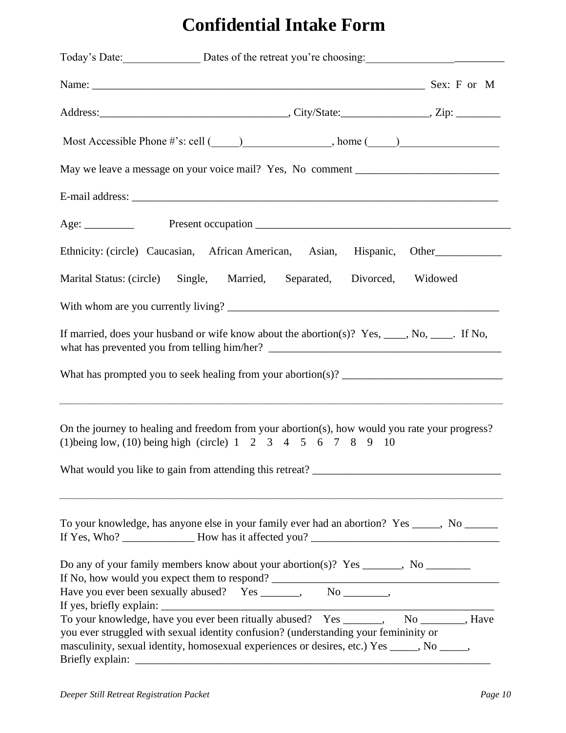# Confidential Intake Form

Today's Date:______________ Dates of the retreat you're choosing:__________________________

Name: _______________________________________________________________ Sex: F or M

Address:_________________________________, City/State:________________, Zip: ________

Most Accessible Phone #'s: cell (_____)_______________, home (_____)_________________

May we leave a message on your voice mail? Yes, No comment _________________________

E-mail address: _____________________________________________________________________

Age: _________ Present occupation _____________________________________________

Ethnicity: (circle) Caucasian, African American, Asian, Hispanic, Other____________

Marital Status: (circle) Single, Married, Separated, Divorced, Widowed

With whom are you currently living? ___________________________________________________

If married, does your husband or wife know about the abortion(s)? Yes, ____, No, ____. If No, what has prevented you from telling him/her? ___________________________________________

What has prompted you to seek healing from your abortion(s)? ____________________________

_____________________________________________________________________________________

On the journey to healing and freedom from your abortion(s), how would you rate your progress? (1)being low, (10) being high (circle) 1 2 3 4 5 6 7 8 9 10

What would you like to gain from attending this retreat? _________________________________

_____________________________________________________________________________________

To your knowledge, has anyone else in your family ever had an abortion? Yes _____, No ______
If Yes, Who? _____________ How has it affected you? __________________________________

Do any of your family members know about your abortion(s)? Yes _______, No ________
If No, how would you expect them to respond? __________________________________________
Have you ever been sexually abused? Yes _______, No ________,
If yes, briefly explain: ________________________________________________________________
To your knowledge, have you ever been ritually abused? Yes _______, No ________, Have you ever struggled with sexual identity confusion? (understanding your femininity or masculinity, sexual identity, homosexual experiences or desires, etc.) Yes _____, No _____,
Briefly explain: ______________________________________________________________________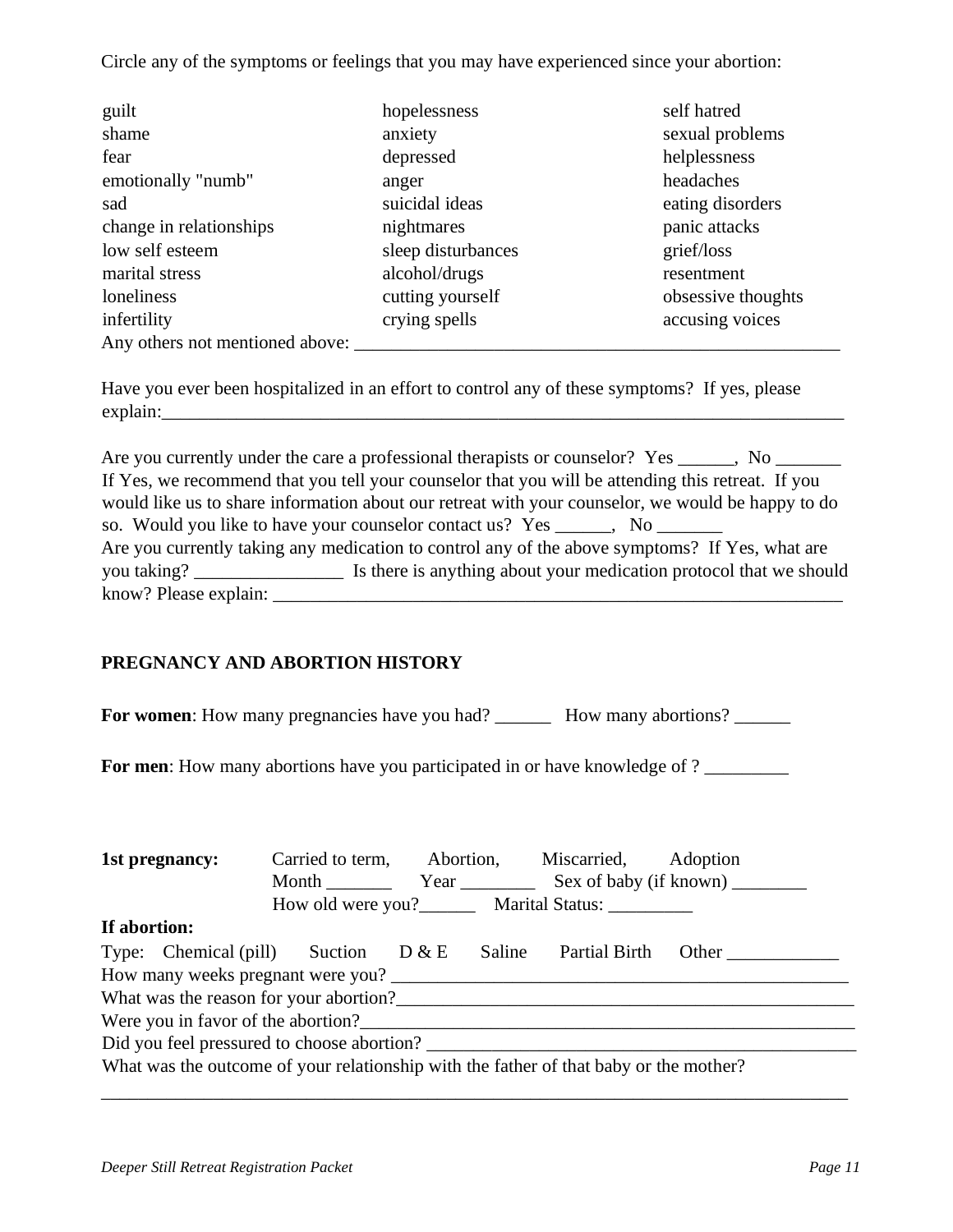Circle any of the symptoms or feelings that you may have experienced since your abortion:

| | | |
|---|---|---|
| guilt | hopelessness | self hatred |
| shame | anxiety | sexual problems |
| fear | depressed | helplessness |
| emotionally "numb" | anger | headaches |
| sad | suicidal ideas | eating disorders |
| change in relationships | nightmares | panic attacks |
| low self esteem | sleep disturbances | grief/loss |
| marital stress | alcohol/drugs | resentment |
| loneliness | cutting yourself | obsessive thoughts |
| infertility | crying spells | accusing voices |

Any others not mentioned above: ____________________________________________________

Have you ever been hospitalized in an effort to control any of these symptoms? If yes, please explain:__________________________________________________________________________

Are you currently under the care a professional therapists or counselor? Yes ______, No _______
If Yes, we recommend that you tell your counselor that you will be attending this retreat. If you would like us to share information about our retreat with your counselor, we would be happy to do so. Would you like to have your counselor contact us? Yes ______, No _______
Are you currently taking any medication to control any of the above symptoms? If Yes, what are you taking? ________________ Is there is anything about your medication protocol that we should know? Please explain: ______________________________________________________________

**PREGNANCY AND ABORTION HISTORY**

**For women**: How many pregnancies have you had? ______ How many abortions? ______

**For men**: How many abortions have you participated in or have knowledge of ? _________

**1st pregnancy:** Carried to term, Abortion, Miscarried, Adoption
Month _______ Year ________ Sex of baby (if known) ________
How old were you?______ Marital Status: _________

**If abortion:**
Type: Chemical (pill) Suction D & E Saline Partial Birth Other ____________
How many weeks pregnant were you? __________________________________________________
What was the reason for your abortion?_________________________________________________
Were you in favor of the abortion?____________________________________________________
Did you feel pressured to choose abortion? _____________________________________________
What was the outcome of your relationship with the father of that baby or the mother?
________________________________________________________________________________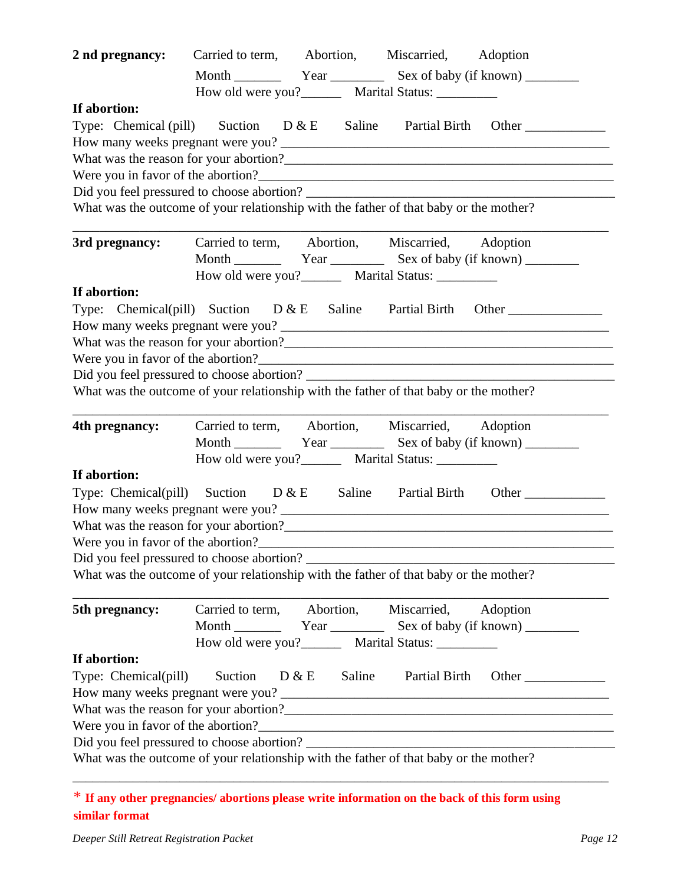**2 nd pregnancy:** Carried to term, Abortion, Miscarried, Adoption

Month _______ Year ________ Sex of baby (if known) ________

How old were you?______ Marital Status: _________

**If abortion:**

Type: Chemical (pill) Suction D & E Saline Partial Birth Other ____________

How many weeks pregnant were you? ______________________________________________

What was the reason for your abortion?____________________________________________

Were you in favor of the abortion?________________________________________________

Did you feel pressured to choose abortion? _________________________________________

What was the outcome of your relationship with the father of that baby or the mother?

_______________________________________________________________________________

**3rd pregnancy:** Carried to term, Abortion, Miscarried, Adoption

Month _______ Year ________ Sex of baby (if known) ________

How old were you?______ Marital Status: _________

**If abortion:**

Type: Chemical(pill) Suction D & E Saline Partial Birth Other ______________

How many weeks pregnant were you? ______________________________________________

What was the reason for your abortion?____________________________________________

Were you in favor of the abortion?________________________________________________

Did you feel pressured to choose abortion? _________________________________________

What was the outcome of your relationship with the father of that baby or the mother?

_______________________________________________________________________________

**4th pregnancy:** Carried to term, Abortion, Miscarried, Adoption

Month _______ Year ________ Sex of baby (if known) ________

How old were you?______ Marital Status: _________

**If abortion:**

Type: Chemical(pill) Suction D & E Saline Partial Birth Other ____________

How many weeks pregnant were you? ______________________________________________

What was the reason for your abortion?____________________________________________

Were you in favor of the abortion?________________________________________________

Did you feel pressured to choose abortion? _________________________________________

What was the outcome of your relationship with the father of that baby or the mother?

_______________________________________________________________________________

**5th pregnancy:** Carried to term, Abortion, Miscarried, Adoption

Month _______ Year ________ Sex of baby (if known) ________

How old were you?______ Marital Status: _________

**If abortion:**

Type: Chemical(pill) Suction D & E Saline Partial Birth Other ____________

How many weeks pregnant were you? ______________________________________________

What was the reason for your abortion?____________________________________________

Were you in favor of the abortion?________________________________________________

Did you feel pressured to choose abortion? _________________________________________

What was the outcome of your relationship with the father of that baby or the mother?

_______________________________________________________________________________

* **If any other pregnancies/ abortions please write information on the back of this form using similar format**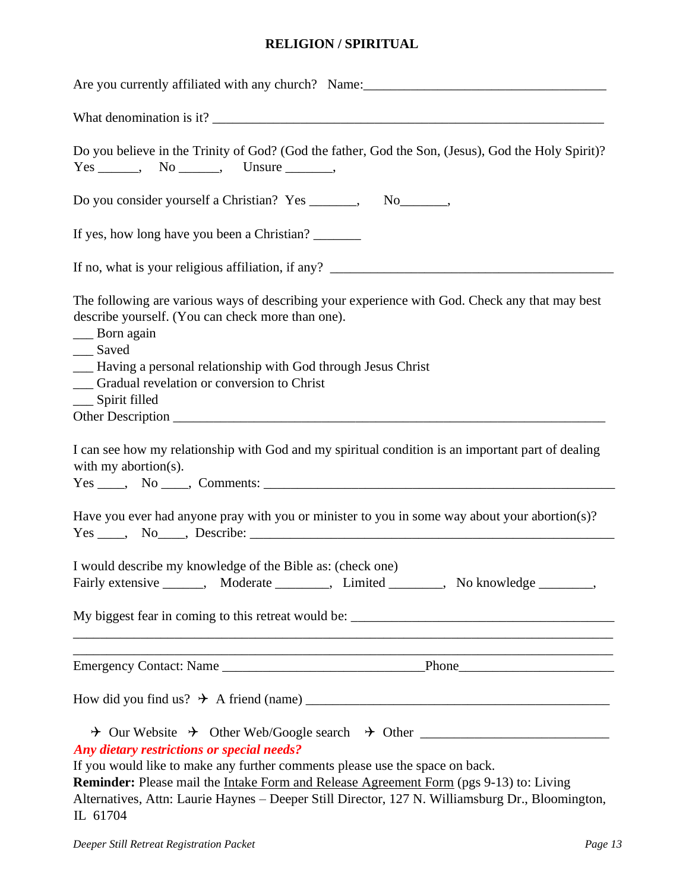## RELIGION / SPIRITUAL

Are you currently affiliated with any church? Name:____________________________________

What denomination is it? ____________________________________________________________

Do you believe in the Trinity of God? (God the father, God the Son, (Jesus), God the Holy Spirit)?
Yes ______, No ______, Unsure _______,

Do you consider yourself a Christian? Yes _______, No_______,

If yes, how long have you been a Christian? _______

If no, what is your religious affiliation, if any? ___________________________________________

The following are various ways of describing your experience with God. Check any that may best describe yourself. (You can check more than one).

___ Born again
___ Saved
___ Having a personal relationship with God through Jesus Christ
___ Gradual revelation or conversion to Christ
___ Spirit filled
Other Description ________________________________________________________________

I can see how my relationship with God and my spiritual condition is an important part of dealing with my abortion(s).
Yes ____, No ____, Comments: ___________________________________________________

Have you ever had anyone pray with you or minister to you in some way about your abortion(s)?
Yes ____, No____, Describe: _____________________________________________________

I would describe my knowledge of the Bible as: (check one)
Fairly extensive ______, Moderate ________, Limited ________, No knowledge ________,

My biggest fear in coming to this retreat would be: ______________________________________
_____________________________________________________________________________
_____________________________________________________________________________

Emergency Contact: Name _____________________________Phone_____________________

How did you find us? ✈ A friend (name) ______________________________________________

✈ Our Website ✈ Other Web/Google search ✈ Other ____________________________

***Any dietary restrictions or special needs?***

If you would like to make any further comments please use the space on back.

**Reminder:** Please mail the Intake Form and Release Agreement Form (pgs 9-13) to: Living Alternatives, Attn: Laurie Haynes – Deeper Still Director, 127 N. Williamsburg Dr., Bloomington, IL 61704